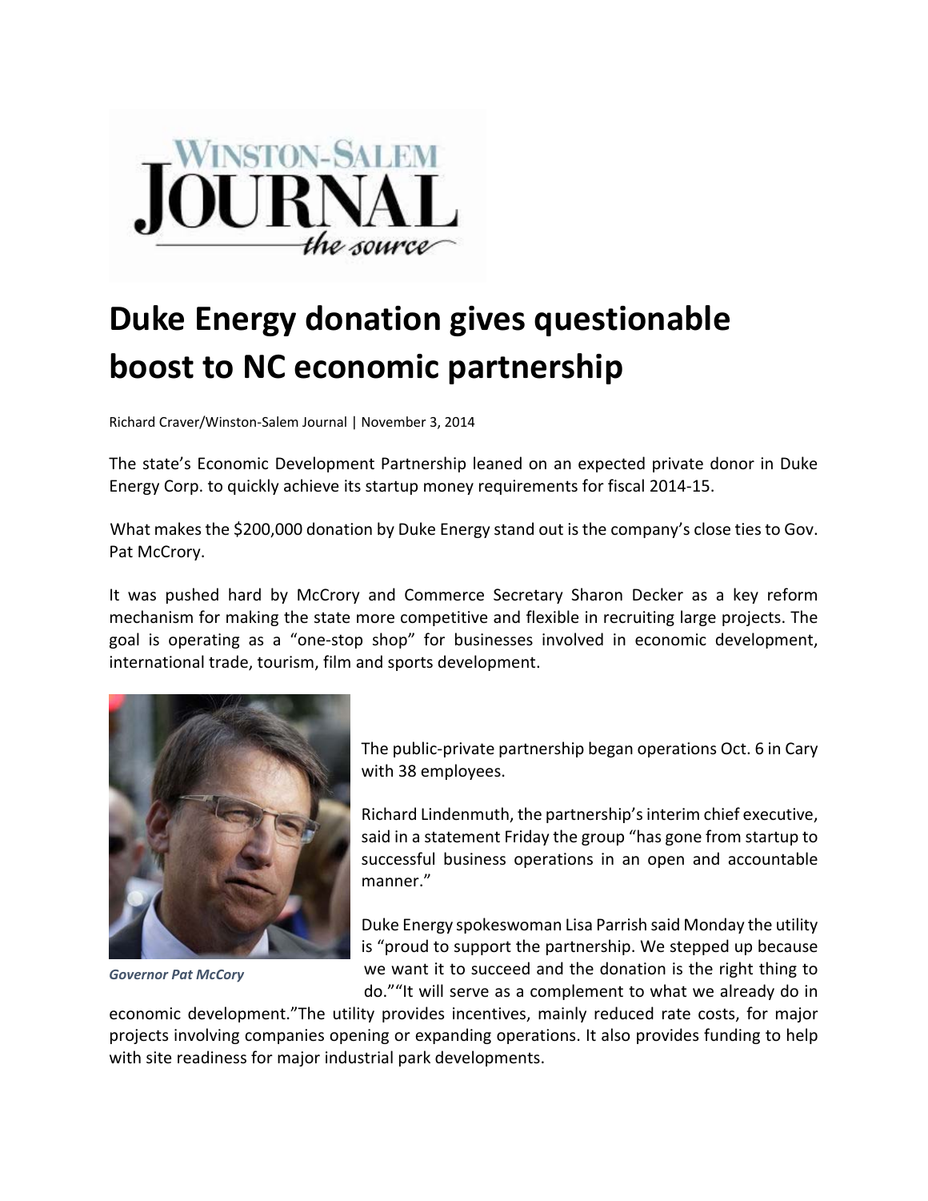WINSTON-SALEM JOURNAL

*the source*

# Duke Energy donation gives questionable boost to NC economic partnership

Richard Craver/Winston-Salem Journal | November 3, 2014

The state's Economic Development Partnership leaned on an expected private donor in Duke Energy Corp. to quickly achieve its startup money requirements for fiscal 2014-15.

What makes the $200,000 donation by Duke Energy stand out is the company's close ties to Gov. Pat McCrory.

It was pushed hard by McCrory and Commerce Secretary Sharon Decker as a key reform mechanism for making the state more competitive and flexible in recruiting large projects. The goal is operating as a "one-stop shop" for businesses involved in economic development, international trade, tourism, film and sports development.

*Governor Pat McCory*

The public-private partnership began operations Oct. 6 in Cary with 38 employees.

Richard Lindenmuth, the partnership's interim chief executive, said in a statement Friday the group "has gone from startup to successful business operations in an open and accountable manner."

Duke Energy spokeswoman Lisa Parrish said Monday the utility is "proud to support the partnership. We stepped up because we want it to succeed and the donation is the right thing to do.""It will serve as a complement to what we already do in economic development."The utility provides incentives, mainly reduced rate costs, for major projects involving companies opening or expanding operations. It also provides funding to help with site readiness for major industrial park developments.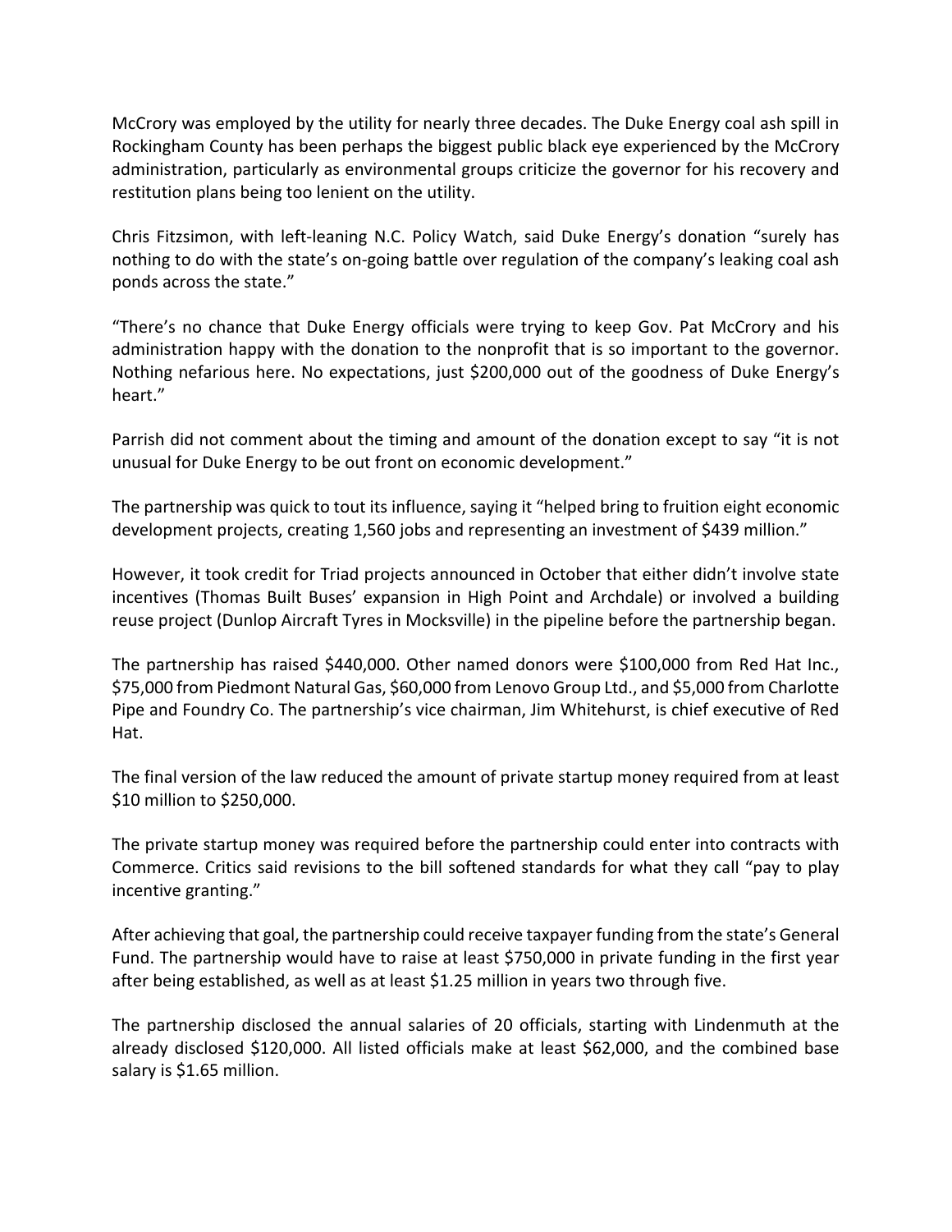McCrory was employed by the utility for nearly three decades. The Duke Energy coal ash spill in Rockingham County has been perhaps the biggest public black eye experienced by the McCrory administration, particularly as environmental groups criticize the governor for his recovery and restitution plans being too lenient on the utility.

Chris Fitzsimon, with left-leaning N.C. Policy Watch, said Duke Energy's donation "surely has nothing to do with the state's on-going battle over regulation of the company's leaking coal ash ponds across the state."

"There's no chance that Duke Energy officials were trying to keep Gov. Pat McCrory and his administration happy with the donation to the nonprofit that is so important to the governor. Nothing nefarious here. No expectations, just $200,000 out of the goodness of Duke Energy's heart."

Parrish did not comment about the timing and amount of the donation except to say "it is not unusual for Duke Energy to be out front on economic development."

The partnership was quick to tout its influence, saying it "helped bring to fruition eight economic development projects, creating 1,560 jobs and representing an investment of $439 million."

However, it took credit for Triad projects announced in October that either didn't involve state incentives (Thomas Built Buses' expansion in High Point and Archdale) or involved a building reuse project (Dunlop Aircraft Tyres in Mocksville) in the pipeline before the partnership began.

The partnership has raised $440,000. Other named donors were $100,000 from Red Hat Inc., $75,000 from Piedmont Natural Gas, $60,000 from Lenovo Group Ltd., and $5,000 from Charlotte Pipe and Foundry Co. The partnership's vice chairman, Jim Whitehurst, is chief executive of Red Hat.

The final version of the law reduced the amount of private startup money required from at least $10 million to $250,000.

The private startup money was required before the partnership could enter into contracts with Commerce. Critics said revisions to the bill softened standards for what they call "pay to play incentive granting."

After achieving that goal, the partnership could receive taxpayer funding from the state's General Fund. The partnership would have to raise at least $750,000 in private funding in the first year after being established, as well as at least $1.25 million in years two through five.

The partnership disclosed the annual salaries of 20 officials, starting with Lindenmuth at the already disclosed $120,000. All listed officials make at least $62,000, and the combined base salary is $1.65 million.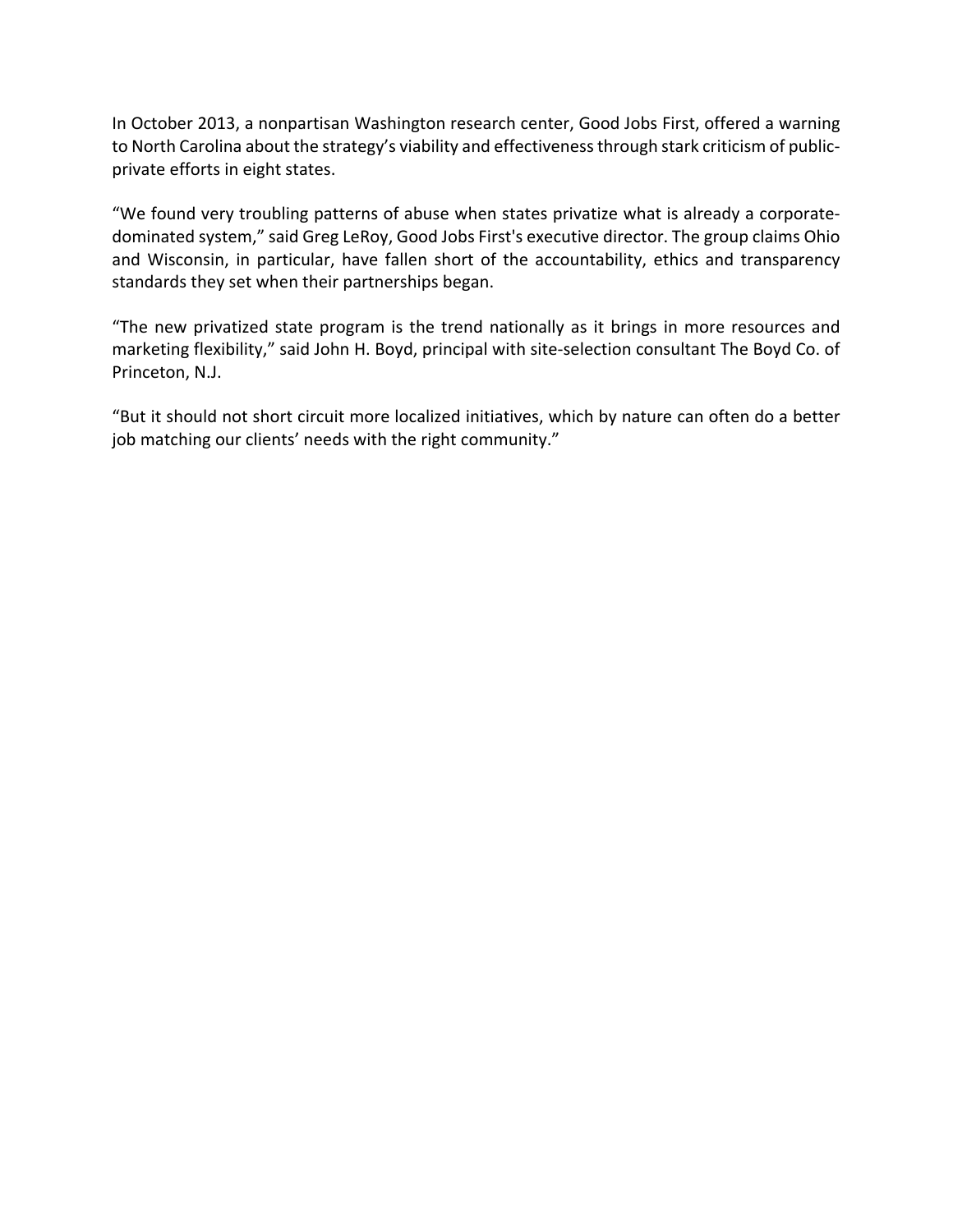In October 2013, a nonpartisan Washington research center, Good Jobs First, offered a warning to North Carolina about the strategy's viability and effectiveness through stark criticism of public-private efforts in eight states.

"We found very troubling patterns of abuse when states privatize what is already a corporate-dominated system," said Greg LeRoy, Good Jobs First's executive director. The group claims Ohio and Wisconsin, in particular, have fallen short of the accountability, ethics and transparency standards they set when their partnerships began.

"The new privatized state program is the trend nationally as it brings in more resources and marketing flexibility," said John H. Boyd, principal with site-selection consultant The Boyd Co. of Princeton, N.J.

"But it should not short circuit more localized initiatives, which by nature can often do a better job matching our clients' needs with the right community."